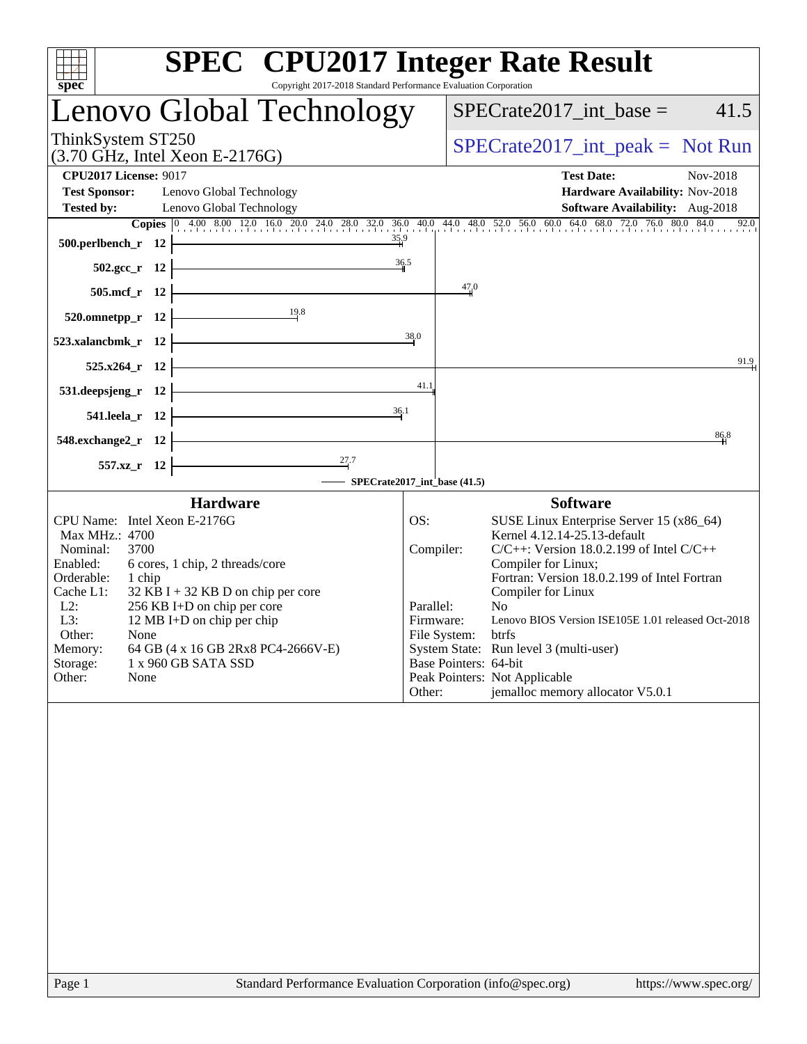# SPEC CPU2017 Integer Rate Result

Copyright 2017-2018 Standard Performance Evaluation Corporation

## Lenovo Global Technology

ThinkSystem ST250
(3.70 GHz, Intel Xeon E-2176G)

SPECrate2017_int_base = 41.5

SPECrate2017_int_peak = Not Run

| | | | |
|---|---|---|---|
| **CPU2017 License:** | 9017 | **Test Date:** | Nov-2018 |
| **Test Sponsor:** | Lenovo Global Technology | **Hardware Availability:** | Nov-2018 |
| **Tested by:** | Lenovo Global Technology | **Software Availability:** | Aug-2018 |

| Benchmark | Copies | Base Ratio |
|---|---|---|
| 500.perlbench_r | 12 | 35.9 |
| 502.gcc_r | 12 | 36.5 |
| 505.mcf_r | 12 | 47.0 |
| 520.omnetpp_r | 12 | 19.8 |
| 523.xalancbmk_r | 12 | 38.0 |
| 525.x264_r | 12 | 91.9 |
| 531.deepsjeng_r | 12 | 41.1 |
| 541.leela_r | 12 | 36.1 |
| 548.exchange2_r | 12 | 86.8 |
| 557.xz_r | 12 | 27.7 |

SPECrate2017_int_base (41.5)

### Hardware

| | |
|---|---|
| CPU Name: | Intel Xeon E-2176G |
| Max MHz.: | 4700 |
| Nominal: | 3700 |
| Enabled: | 6 cores, 1 chip, 2 threads/core |
| Orderable: | 1 chip |
| Cache L1: | 32 KB I + 32 KB D on chip per core |
| L2: | 256 KB I+D on chip per core |
| L3: | 12 MB I+D on chip per chip |
| Other: | None |
| Memory: | 64 GB (4 x 16 GB 2Rx8 PC4-2666V-E) |
| Storage: | 1 x 960 GB SATA SSD |
| Other: | None |

### Software

| | |
|---|---|
| OS: | SUSE Linux Enterprise Server 15 (x86_64) Kernel 4.12.14-25.13-default |
| Compiler: | C/C++: Version 18.0.2.199 of Intel C/C++ Compiler for Linux; Fortran: Version 18.0.2.199 of Intel Fortran Compiler for Linux |
| Parallel: | No |
| Firmware: | Lenovo BIOS Version ISE105E 1.01 released Oct-2018 |
| File System: | btrfs |
| System State: | Run level 3 (multi-user) |
| Base Pointers: | 64-bit |
| Peak Pointers: | Not Applicable |
| Other: | jemalloc memory allocator V5.0.1 |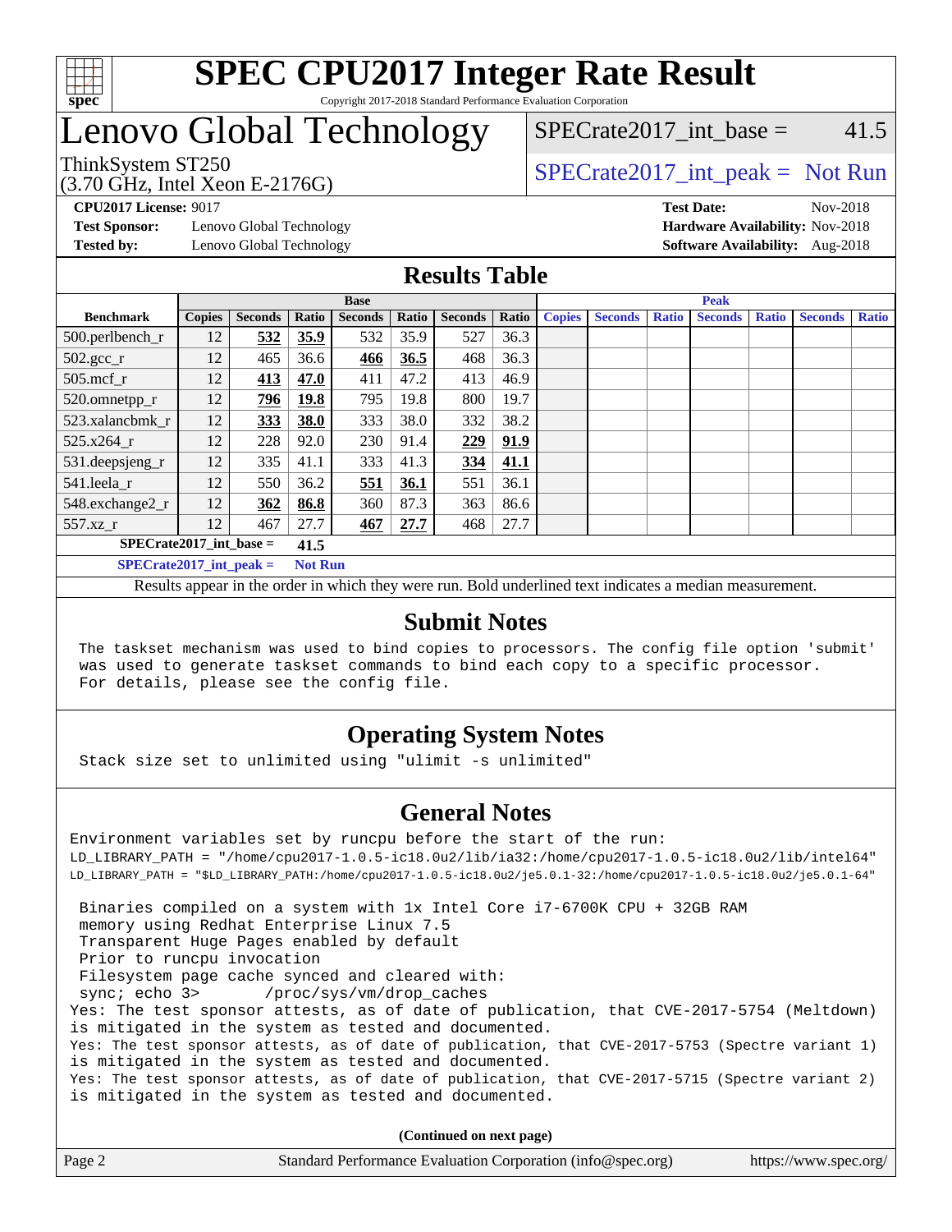# SPEC CPU2017 Integer Rate Result

Copyright 2017-2018 Standard Performance Evaluation Corporation

# Lenovo Global Technology

ThinkSystem ST250
(3.70 GHz, Intel Xeon E-2176G)

SPECrate2017_int_base = 41.5

SPECrate2017_int_peak = Not Run

**CPU2017 License:** 9017
**Test Sponsor:** Lenovo Global Technology
**Tested by:** Lenovo Global Technology

**Test Date:** Nov-2018
**Hardware Availability:** Nov-2018
**Software Availability:** Aug-2018

## Results Table

| Benchmark | Base | | | | | | | Peak | | | | | | |
|---|---|---|---|---|---|---|---|---|---|---|---|---|---|---|
| | Copies | Seconds | Ratio | Seconds | Ratio | Seconds | Ratio | Copies | Seconds | Ratio | Seconds | Ratio | Seconds | Ratio |
| 500.perlbench_r | 12 | **532** | **35.9** | 532 | 35.9 | 527 | 36.3 | | | | | | | |
| 502.gcc_r | 12 | 465 | 36.6 | **466** | **36.5** | 468 | 36.3 | | | | | | | |
| 505.mcf_r | 12 | **413** | **47.0** | 411 | 47.2 | 413 | 46.9 | | | | | | | |
| 520.omnetpp_r | 12 | **796** | **19.8** | 795 | 19.8 | 800 | 19.7 | | | | | | | |
| 523.xalancbmk_r | 12 | **333** | **38.0** | 333 | 38.0 | 332 | 38.2 | | | | | | | |
| 525.x264_r | 12 | 228 | 92.0 | 230 | 91.4 | **229** | **91.9** | | | | | | | |
| 531.deepsjeng_r | 12 | 335 | 41.1 | 333 | 41.3 | **334** | **41.1** | | | | | | | |
| 541.leela_r | 12 | 550 | 36.2 | **551** | **36.1** | 551 | 36.1 | | | | | | | |
| 548.exchange2_r | 12 | **362** | **86.8** | 360 | 87.3 | 363 | 86.6 | | | | | | | |
| 557.xz_r | 12 | 467 | 27.7 | **467** | **27.7** | 468 | 27.7 | | | | | | | |

**SPECrate2017_int_base = 41.5**

**SPECrate2017_int_peak = Not Run**

Results appear in the order in which they were run. Bold underlined text indicates a median measurement.

## Submit Notes

```
The taskset mechanism was used to bind copies to processors. The config file option 'submit'
was used to generate taskset commands to bind each copy to a specific processor.
For details, please see the config file.
```

## Operating System Notes

```
Stack size set to unlimited using "ulimit -s unlimited"
```

## General Notes

```
Environment variables set by runcpu before the start of the run:
LD_LIBRARY_PATH = "/home/cpu2017-1.0.5-ic18.0u2/lib/ia32:/home/cpu2017-1.0.5-ic18.0u2/lib/intel64"
LD_LIBRARY_PATH = "$LD_LIBRARY_PATH:/home/cpu2017-1.0.5-ic18.0u2/je5.0.1-32:/home/cpu2017-1.0.5-ic18.0u2/je5.0.1-64"

 Binaries compiled on a system with 1x Intel Core i7-6700K CPU + 32GB RAM
 memory using Redhat Enterprise Linux 7.5
 Transparent Huge Pages enabled by default
 Prior to runcpu invocation
 Filesystem page cache synced and cleared with:
 sync; echo 3>       /proc/sys/vm/drop_caches
Yes: The test sponsor attests, as of date of publication, that CVE-2017-5754 (Meltdown)
is mitigated in the system as tested and documented.
Yes: The test sponsor attests, as of date of publication, that CVE-2017-5753 (Spectre variant 1)
is mitigated in the system as tested and documented.
Yes: The test sponsor attests, as of date of publication, that CVE-2017-5715 (Spectre variant 2)
is mitigated in the system as tested and documented.
```

**(Continued on next page)**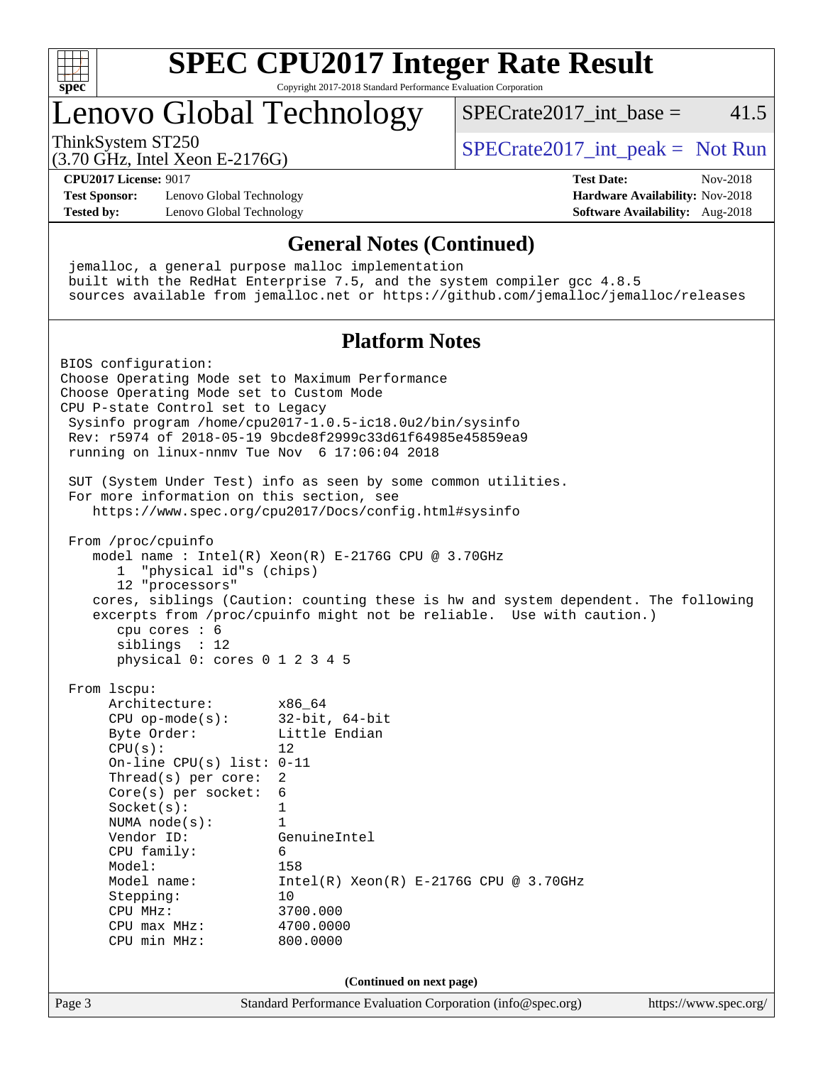# SPEC CPU2017 Integer Rate Result

Copyright 2017-2018 Standard Performance Evaluation Corporation

## Lenovo Global Technology

ThinkSystem ST250
(3.70 GHz, Intel Xeon E-2176G)

SPECrate2017_int_base = 41.5

SPECrate2017_int_peak = Not Run

**CPU2017 License:** 9017
**Test Sponsor:** Lenovo Global Technology
**Tested by:** Lenovo Global Technology

**Test Date:** Nov-2018
**Hardware Availability:** Nov-2018
**Software Availability:** Aug-2018

### General Notes (Continued)

```
  jemalloc, a general purpose malloc implementation
  built with the RedHat Enterprise 7.5, and the system compiler gcc 4.8.5
  sources available from jemalloc.net or https://github.com/jemalloc/jemalloc/releases
```

### Platform Notes

```
BIOS configuration:
Choose Operating Mode set to Maximum Performance
Choose Operating Mode set to Custom Mode
CPU P-state Control set to Legacy
 Sysinfo program /home/cpu2017-1.0.5-ic18.0u2/bin/sysinfo
 Rev: r5974 of 2018-05-19 9bcde8f2999c33d61f64985e45859ea9
 running on linux-nnmv Tue Nov  6 17:06:04 2018

 SUT (System Under Test) info as seen by some common utilities.
 For more information on this section, see
    https://www.spec.org/cpu2017/Docs/config.html#sysinfo

 From /proc/cpuinfo
    model name : Intel(R) Xeon(R) E-2176G CPU @ 3.70GHz
       1  "physical id"s (chips)
       12 "processors"
    cores, siblings (Caution: counting these is hw and system dependent. The following
    excerpts from /proc/cpuinfo might not be reliable.  Use with caution.)
       cpu cores : 6
       siblings  : 12
       physical 0: cores 0 1 2 3 4 5

 From lscpu:
      Architecture:        x86_64
      CPU op-mode(s):      32-bit, 64-bit
      Byte Order:          Little Endian
      CPU(s):              12
      On-line CPU(s) list: 0-11
      Thread(s) per core:  2
      Core(s) per socket:  6
      Socket(s):           1
      NUMA node(s):        1
      Vendor ID:           GenuineIntel
      CPU family:          6
      Model:               158
      Model name:          Intel(R) Xeon(R) E-2176G CPU @ 3.70GHz
      Stepping:            10
      CPU MHz:             3700.000
      CPU max MHz:         4700.0000
      CPU min MHz:         800.0000
```

(Continued on next page)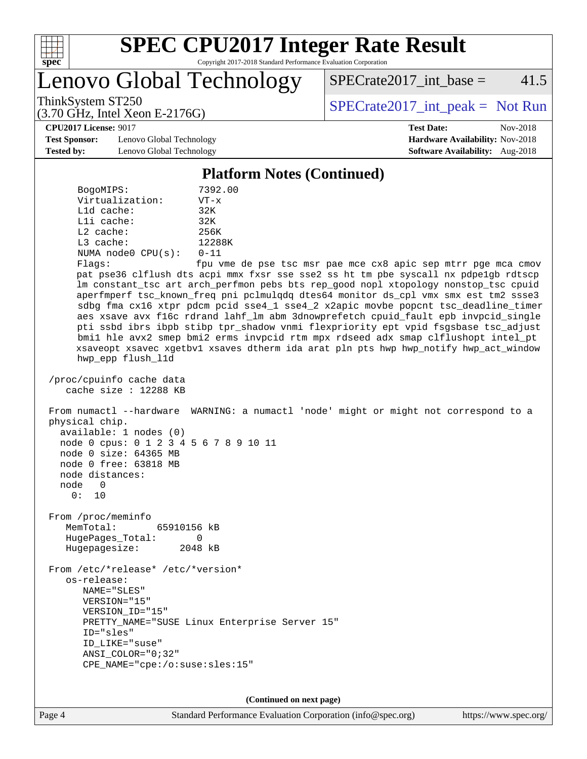## Platform Notes (Continued)

```
      BogoMIPS:            7392.00
      Virtualization:      VT-x
      L1d cache:           32K
      L1i cache:           32K
      L2 cache:            256K
      L3 cache:            12288K
      NUMA node0 CPU(s):   0-11
      Flags:               fpu vme de pse tsc msr pae mce cx8 apic sep mtrr pge mca cmov
      pat pse36 clflush dts acpi mmx fxsr sse sse2 ss ht tm pbe syscall nx pdpe1gb rdtscp
      lm constant_tsc art arch_perfmon pebs bts rep_good nopl xtopology nonstop_tsc cpuid
      aperfmperf tsc_known_freq pni pclmulqdq dtes64 monitor ds_cpl vmx smx est tm2 ssse3
      sdbg fma cx16 xtpr pdcm pcid sse4_1 sse4_2 x2apic movbe popcnt tsc_deadline_timer
      aes xsave avx f16c rdrand lahf_lm abm 3dnowprefetch cpuid_fault epb invpcid_single
      pti ssbd ibrs ibpb stibp tpr_shadow vnmi flexpriority ept vpid fsgsbase tsc_adjust
      bmi1 hle avx2 smep bmi2 erms invpcid rtm mpx rdseed adx smap clflushopt intel_pt
      xsaveopt xsavec xgetbv1 xsaves dtherm ida arat pln pts hwp hwp_notify hwp_act_window
      hwp_epp flush_l1d

 /proc/cpuinfo cache data
    cache size : 12288 KB

 From numactl --hardware  WARNING: a numactl 'node' might or might not correspond to a
 physical chip.
   available: 1 nodes (0)
   node 0 cpus: 0 1 2 3 4 5 6 7 8 9 10 11
   node 0 size: 64365 MB
   node 0 free: 63818 MB
   node distances:
   node   0
     0:  10

 From /proc/meminfo
    MemTotal:       65910156 kB
    HugePages_Total:       0
    Hugepagesize:       2048 kB

 From /etc/*release* /etc/*version*
    os-release:
       NAME="SLES"
       VERSION="15"
       VERSION_ID="15"
       PRETTY_NAME="SUSE Linux Enterprise Server 15"
       ID="sles"
       ID_LIKE="suse"
       ANSI_COLOR="0;32"
       CPE_NAME="cpe:/o:suse:sles:15"
```

(Continued on next page)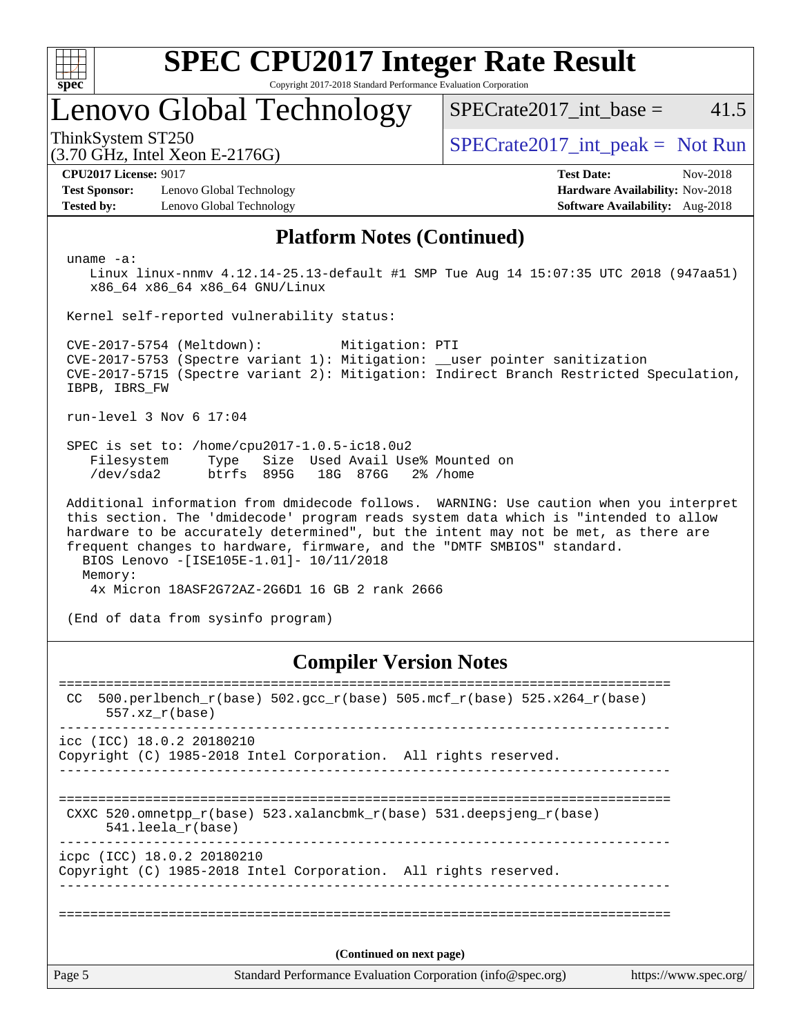# SPEC CPU2017 Integer Rate Result

Copyright 2017-2018 Standard Performance Evaluation Corporation

## Lenovo Global Technology

ThinkSystem ST250
(3.70 GHz, Intel Xeon E-2176G)

| | |
|---|---|
| SPECrate2017_int_base = | 41.5 |
| SPECrate2017_int_peak = | Not Run |

**CPU2017 License:** 9017
**Test Sponsor:** Lenovo Global Technology
**Tested by:** Lenovo Global Technology

**Test Date:** Nov-2018
**Hardware Availability:** Nov-2018
**Software Availability:** Aug-2018

## Platform Notes (Continued)

```
uname -a:
   Linux linux-nnmv 4.12.14-25.13-default #1 SMP Tue Aug 14 15:07:35 UTC 2018 (947aa51)
   x86_64 x86_64 x86_64 GNU/Linux

Kernel self-reported vulnerability status:

CVE-2017-5754 (Meltdown):          Mitigation: PTI
CVE-2017-5753 (Spectre variant 1): Mitigation: __user pointer sanitization
CVE-2017-5715 (Spectre variant 2): Mitigation: Indirect Branch Restricted Speculation,
IBPB, IBRS_FW

run-level 3 Nov 6 17:04

SPEC is set to: /home/cpu2017-1.0.5-ic18.0u2
   Filesystem     Type   Size  Used Avail Use% Mounted on
   /dev/sda2      btrfs  895G   18G  876G   2% /home

Additional information from dmidecode follows.  WARNING: Use caution when you interpret
this section. The 'dmidecode' program reads system data which is "intended to allow
hardware to be accurately determined", but the intent may not be met, as there are
frequent changes to hardware, firmware, and the "DMTF SMBIOS" standard.
  BIOS Lenovo -[ISE105E-1.01]- 10/11/2018
  Memory:
   4x Micron 18ASF2G72AZ-2G6D1 16 GB 2 rank 2666

(End of data from sysinfo program)
```

## Compiler Version Notes

```
==============================================================================
 CC  500.perlbench_r(base) 502.gcc_r(base) 505.mcf_r(base) 525.x264_r(base)
      557.xz_r(base)
------------------------------------------------------------------------------
icc (ICC) 18.0.2 20180210
Copyright (C) 1985-2018 Intel Corporation.  All rights reserved.
------------------------------------------------------------------------------

==============================================================================
 CXXC 520.omnetpp_r(base) 523.xalancbmk_r(base) 531.deepsjeng_r(base)
      541.leela_r(base)
------------------------------------------------------------------------------
icpc (ICC) 18.0.2 20180210
Copyright (C) 1985-2018 Intel Corporation.  All rights reserved.
------------------------------------------------------------------------------

==============================================================================
```

(Continued on next page)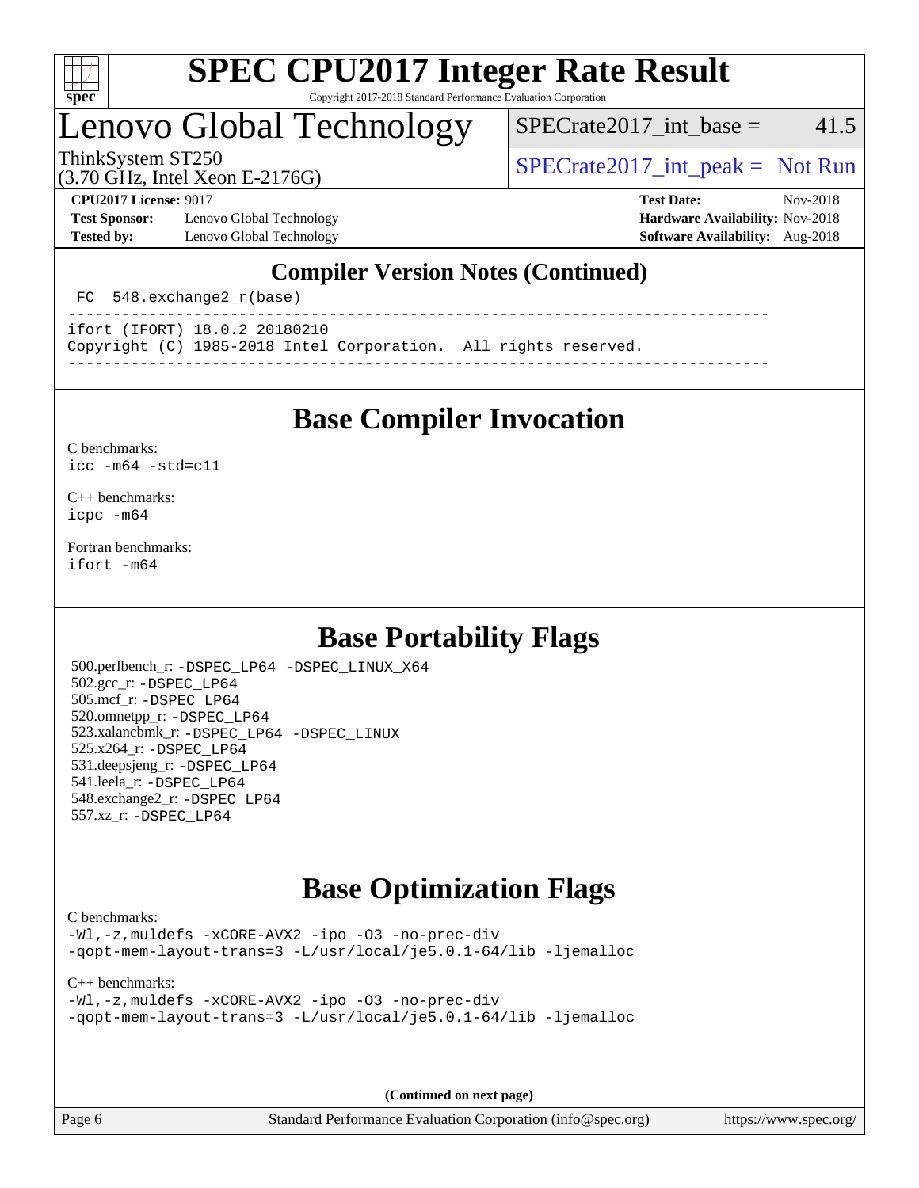# SPEC CPU2017 Integer Rate Result

Copyright 2017-2018 Standard Performance Evaluation Corporation

## Lenovo Global Technology

ThinkSystem ST250
(3.70 GHz, Intel Xeon E-2176G)

SPECrate2017_int_base = 41.5

SPECrate2017_int_peak = Not Run

**CPU2017 License:** 9017
**Test Sponsor:** Lenovo Global Technology
**Tested by:** Lenovo Global Technology

**Test Date:** Nov-2018
**Hardware Availability:** Nov-2018
**Software Availability:** Aug-2018

## Compiler Version Notes (Continued)

```
 FC  548.exchange2_r(base)
------------------------------------------------------------------------------
ifort (IFORT) 18.0.2 20180210
Copyright (C) 1985-2018 Intel Corporation.  All rights reserved.
------------------------------------------------------------------------------
```

## Base Compiler Invocation

C benchmarks:
`icc -m64 -std=c11`

C++ benchmarks:
`icpc -m64`

Fortran benchmarks:
`ifort -m64`

## Base Portability Flags

500.perlbench_r: `-DSPEC_LP64 -DSPEC_LINUX_X64`
502.gcc_r: `-DSPEC_LP64`
505.mcf_r: `-DSPEC_LP64`
520.omnetpp_r: `-DSPEC_LP64`
523.xalancbmk_r: `-DSPEC_LP64 -DSPEC_LINUX`
525.x264_r: `-DSPEC_LP64`
531.deepsjeng_r: `-DSPEC_LP64`
541.leela_r: `-DSPEC_LP64`
548.exchange2_r: `-DSPEC_LP64`
557.xz_r: `-DSPEC_LP64`

## Base Optimization Flags

C benchmarks:
`-Wl,-z,muldefs -xCORE-AVX2 -ipo -O3 -no-prec-div -qopt-mem-layout-trans=3 -L/usr/local/je5.0.1-64/lib -ljemalloc`

C++ benchmarks:
`-Wl,-z,muldefs -xCORE-AVX2 -ipo -O3 -no-prec-div -qopt-mem-layout-trans=3 -L/usr/local/je5.0.1-64/lib -ljemalloc`

**(Continued on next page)**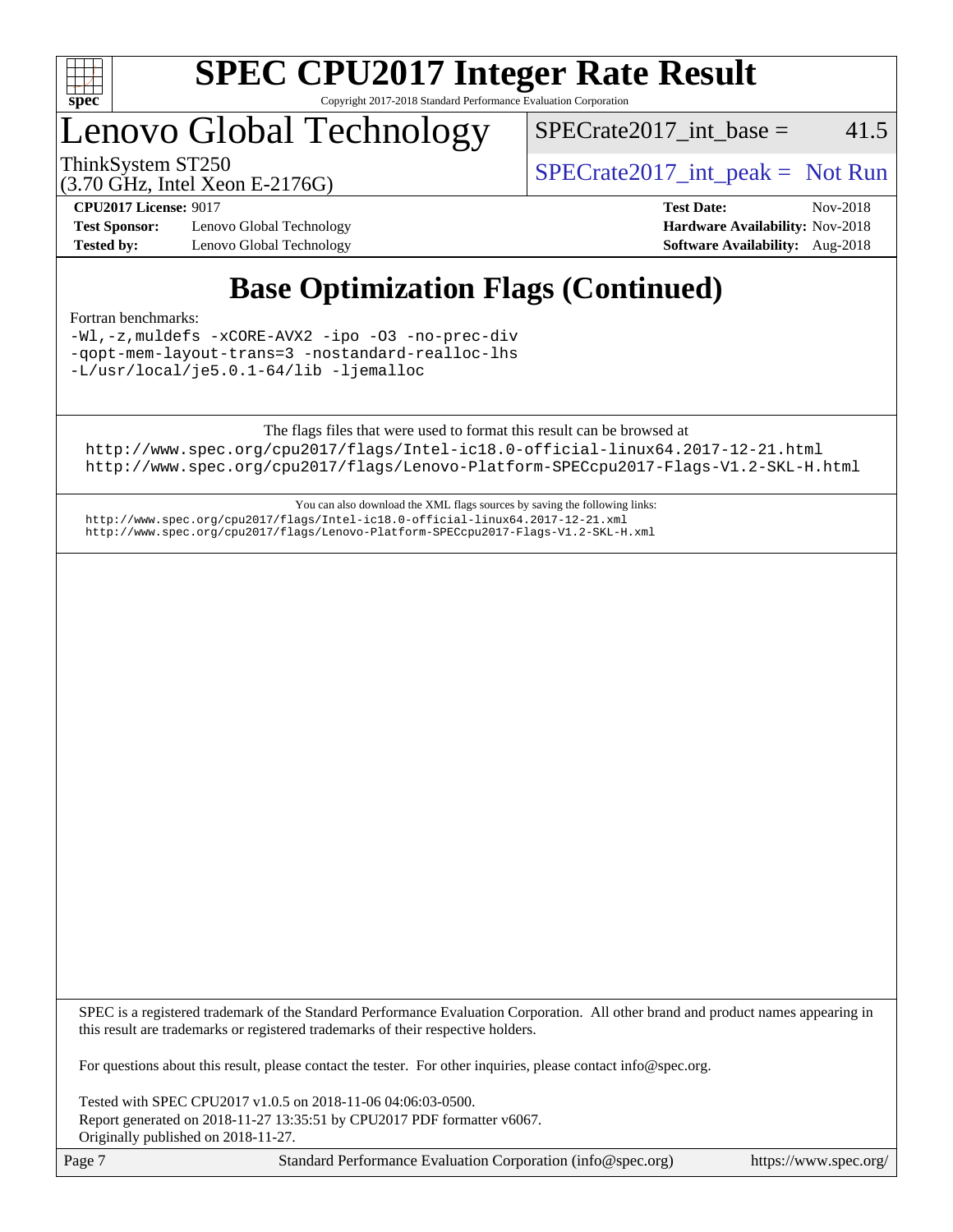# SPEC CPU2017 Integer Rate Result

Copyright 2017-2018 Standard Performance Evaluation Corporation

# Lenovo Global Technology

ThinkSystem ST250
(3.70 GHz, Intel Xeon E-2176G)

SPECrate2017_int_base = 41.5

SPECrate2017_int_peak = Not Run

**CPU2017 License:** 9017
**Test Sponsor:** Lenovo Global Technology
**Tested by:** Lenovo Global Technology

**Test Date:** Nov-2018
**Hardware Availability:** Nov-2018
**Software Availability:** Aug-2018

## Base Optimization Flags (Continued)

Fortran benchmarks:

```
-Wl,-z,muldefs -xCORE-AVX2 -ipo -O3 -no-prec-div
-qopt-mem-layout-trans=3 -nostandard-realloc-lhs
-L/usr/local/je5.0.1-64/lib -ljemalloc
```

The flags files that were used to format this result can be browsed at

http://www.spec.org/cpu2017/flags/Intel-ic18.0-official-linux64.2017-12-21.html
http://www.spec.org/cpu2017/flags/Lenovo-Platform-SPECcpu2017-Flags-V1.2-SKL-H.html

You can also download the XML flags sources by saving the following links:

http://www.spec.org/cpu2017/flags/Intel-ic18.0-official-linux64.2017-12-21.xml
http://www.spec.org/cpu2017/flags/Lenovo-Platform-SPECcpu2017-Flags-V1.2-SKL-H.xml

SPEC is a registered trademark of the Standard Performance Evaluation Corporation. All other brand and product names appearing in this result are trademarks or registered trademarks of their respective holders.

For questions about this result, please contact the tester. For other inquiries, please contact info@spec.org.

Tested with SPEC CPU2017 v1.0.5 on 2018-11-06 04:06:03-0500.
Report generated on 2018-11-27 13:35:51 by CPU2017 PDF formatter v6067.
Originally published on 2018-11-27.